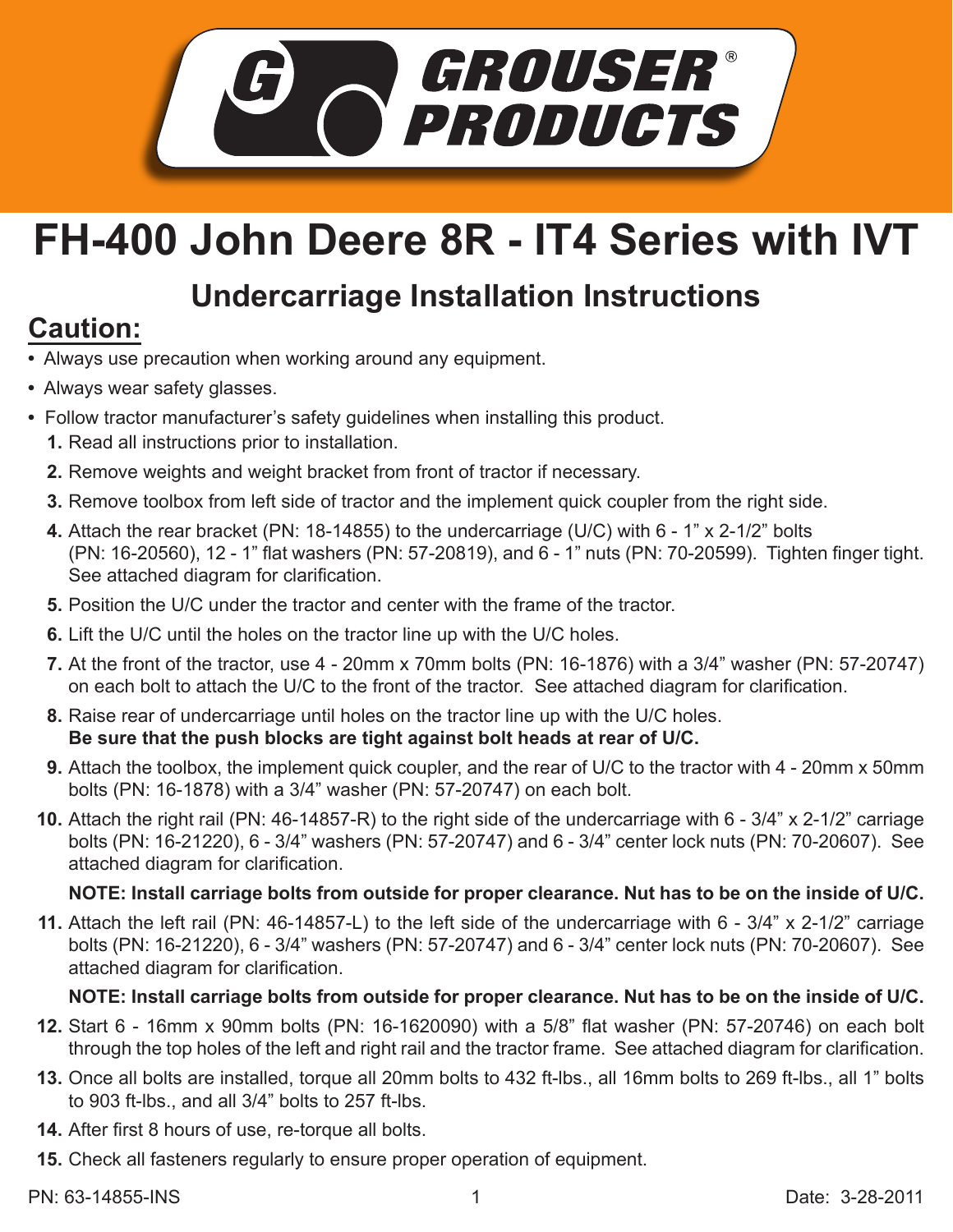GROUSER® PRODUCTS

# FH-400 John Deere 8R - IT4 Series with IVT

## Undercarriage Installation Instructions

## Caution:

- Always use precaution when working around any equipment.
- Always wear safety glasses.
- Follow tractor manufacturer's safety guidelines when installing this product.

1. Read all instructions prior to installation.
2. Remove weights and weight bracket from front of tractor if necessary.
3. Remove toolbox from left side of tractor and the implement quick coupler from the right side.
4. Attach the rear bracket (PN: 18-14855) to the undercarriage (U/C) with 6 - 1" x 2-1/2" bolts (PN: 16-20560), 12 - 1" flat washers (PN: 57-20819), and 6 - 1" nuts (PN: 70-20599). Tighten finger tight. See attached diagram for clarification.
5. Position the U/C under the tractor and center with the frame of the tractor.
6. Lift the U/C until the holes on the tractor line up with the U/C holes.
7. At the front of the tractor, use 4 - 20mm x 70mm bolts (PN: 16-1876) with a 3/4" washer (PN: 57-20747) on each bolt to attach the U/C to the front of the tractor. See attached diagram for clarification.
8. Raise rear of undercarriage until holes on the tractor line up with the U/C holes.
   **Be sure that the push blocks are tight against bolt heads at rear of U/C.**
9. Attach the toolbox, the implement quick coupler, and the rear of U/C to the tractor with 4 - 20mm x 50mm bolts (PN: 16-1878) with a 3/4" washer (PN: 57-20747) on each bolt.
10. Attach the right rail (PN: 46-14857-R) to the right side of the undercarriage with 6 - 3/4" x 2-1/2" carriage bolts (PN: 16-21220), 6 - 3/4" washers (PN: 57-20747) and 6 - 3/4" center lock nuts (PN: 70-20607). See attached diagram for clarification.

    **NOTE: Install carriage bolts from outside for proper clearance. Nut has to be on the inside of U/C.**
11. Attach the left rail (PN: 46-14857-L) to the left side of the undercarriage with 6 - 3/4" x 2-1/2" carriage bolts (PN: 16-21220), 6 - 3/4" washers (PN: 57-20747) and 6 - 3/4" center lock nuts (PN: 70-20607). See attached diagram for clarification.

    **NOTE: Install carriage bolts from outside for proper clearance. Nut has to be on the inside of U/C.**
12. Start 6 - 16mm x 90mm bolts (PN: 16-1620090) with a 5/8" flat washer (PN: 57-20746) on each bolt through the top holes of the left and right rail and the tractor frame. See attached diagram for clarification.
13. Once all bolts are installed, torque all 20mm bolts to 432 ft-lbs., all 16mm bolts to 269 ft-lbs., all 1" bolts to 903 ft-lbs., and all 3/4" bolts to 257 ft-lbs.
14. After first 8 hours of use, re-torque all bolts.
15. Check all fasteners regularly to ensure proper operation of equipment.

PN: 63-14855-INS

Date: 3-28-2011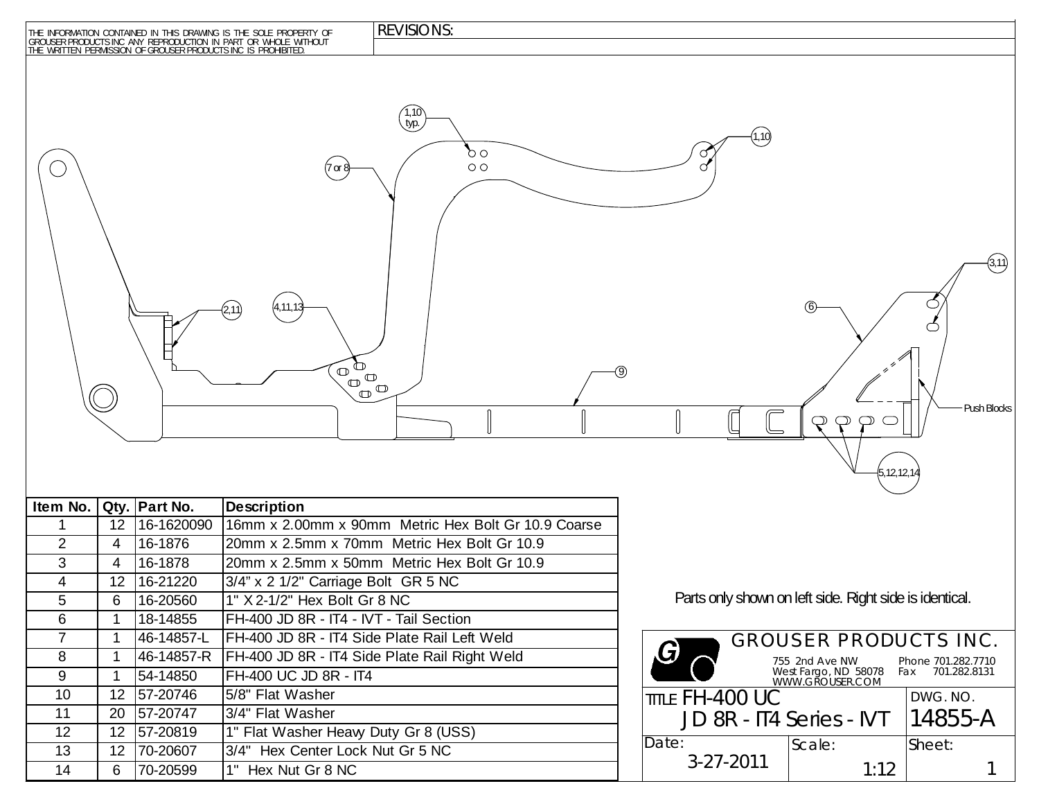THE INFORMATION CONTAINED IN THIS DRAWING IS THE SOLE PROPERTY OF GROUSER PRODUCTS INC ANY REPRODUCTION IN PART OR WHOLE WITHOUT THE WRITTEN PERMISSION OF GROUSER PRODUCTS INC IS PROHIBITED.

REVISIONS:

1,10 typ.

1,10

7 or 8

3,11

6

2,11

4,11,13

9

Push Blocks

5,12,12,14

| Item No. | Qty. | Part No. | Description |
|---|---|---|---|
| 1 | 12 | 16-1620090 | 16mm x 2.00mm x 90mm Metric Hex Bolt Gr 10.9 Coarse |
| 2 | 4 | 16-1876 | 20mm x 2.5mm x 70mm Metric Hex Bolt Gr 10.9 |
| 3 | 4 | 16-1878 | 20mm x 2.5mm x 50mm Metric Hex Bolt Gr 10.9 |
| 4 | 12 | 16-21220 | 3/4" x 2 1/2" Carriage Bolt GR 5 NC |
| 5 | 6 | 16-20560 | 1" X 2-1/2" Hex Bolt Gr 8 NC |
| 6 | 1 | 18-14855 | FH-400 JD 8R - IT4 - IVT - Tail Section |
| 7 | 1 | 46-14857-L | FH-400 JD 8R - IT4 Side Plate Rail Left Weld |
| 8 | 1 | 46-14857-R | FH-400 JD 8R - IT4 Side Plate Rail Right Weld |
| 9 | 1 | 54-14850 | FH-400 UC JD 8R - IT4 |
| 10 | 12 | 57-20746 | 5/8" Flat Washer |
| 11 | 20 | 57-20747 | 3/4" Flat Washer |
| 12 | 12 | 57-20819 | 1" Flat Washer Heavy Duty Gr 8 (USS) |
| 13 | 12 | 70-20607 | 3/4" Hex Center Lock Nut Gr 5 NC |
| 14 | 6 | 70-20599 | 1" Hex Nut Gr 8 NC |

Parts only shown on left side. Right side is identical.

GROUSER PRODUCTS INC.
755 2nd Ave NW
West Fargo, ND 58078
WWW.GROUSER.COM
Phone 701.282.7710
Fax 701.282.8131

| | | |
|---|---|---|
| TITLE FH-400 UC JD 8R - IT4 Series - IVT | | DWG. NO. 14855-A |
| Date: 3-27-2011 | Scale: 1:12 | Sheet: 1 |